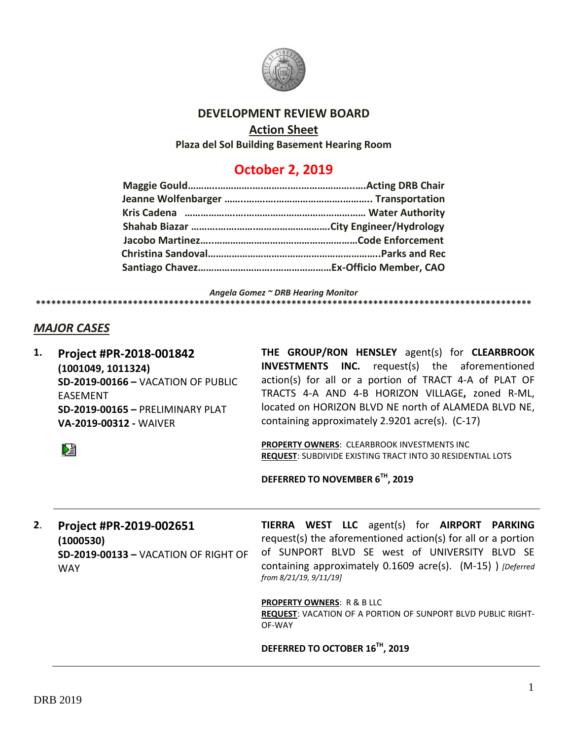# DEVELOPMENT REVIEW BOARD

## Action Sheet

**Plaza del Sol Building Basement Hearing Room**

## October 2, 2019

**Maggie Gould…………………………………………………………Acting DRB Chair**
**Jeanne Wolfenbarger ……………………………………………… Transportation**
**Kris Cadena ……………………………………………………………… Water Authority**
**Shahab Biazar ……………………………………………City Engineer/Hydrology**
**Jacobo Martinez………………………………………………………Code Enforcement**
**Christina Sandoval…………………………………………………………..Parks and Rec**
**Santiago Chavez……………………………………………Ex-Officio Member, CAO**

*Angela Gomez ~ DRB Hearing Monitor*

************************************************************************************************

## *MAJOR CASES*

**1. Project #PR-2018-001842**
**(1001049, 1011324)**
**SD-2019-00166 –** VACATION OF PUBLIC EASEMENT
**SD-2019-00165 –** PRELIMINARY PLAT
**VA-2019-00312 -** WAIVER

**THE GROUP/RON HENSLEY** agent(s) for **CLEARBROOK INVESTMENTS INC.** request(s) the aforementioned action(s) for all or a portion of TRACT 4-A of PLAT OF TRACTS 4-A AND 4-B HORIZON VILLAGE**,** zoned R-ML, located on HORIZON BLVD NE north of ALAMEDA BLVD NE, containing approximately 2.9201 acre(s). (C-17)

**PROPERTY OWNERS**: CLEARBROOK INVESTMENTS INC
**REQUEST**: SUBDIVIDE EXISTING TRACT INTO 30 RESIDENTIAL LOTS

**DEFERRED TO NOVEMBER 6TH, 2019**

---

**2. Project #PR-2019-002651**
**(1000530)**
**SD-2019-00133 –** VACATION OF RIGHT OF WAY

**TIERRA WEST LLC** agent(s) for **AIRPORT PARKING** request(s) the aforementioned action(s) for all or a portion of SUNPORT BLVD SE west of UNIVERSITY BLVD SE containing approximately 0.1609 acre(s). (M-15) ) *[Deferred from 8/21/19, 9/11/19]*

**PROPERTY OWNERS**: R & B LLC
**REQUEST**: VACATION OF A PORTION OF SUNPORT BLVD PUBLIC RIGHT-OF-WAY

**DEFERRED TO OCTOBER 16TH, 2019**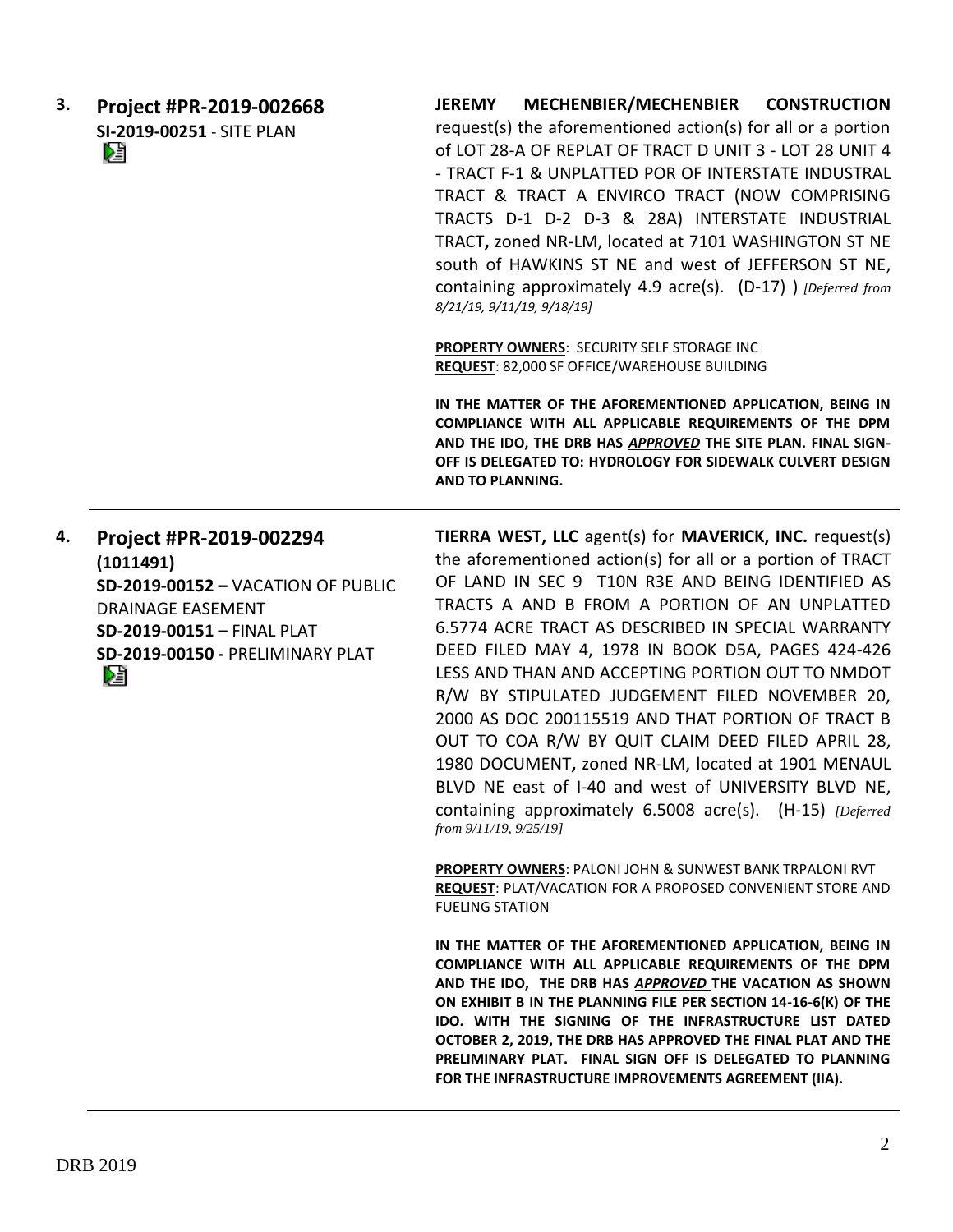**3. Project #PR-2019-002668**
**SI-2019-00251** - SITE PLAN

**JEREMY MECHENBIER/MECHENBIER CONSTRUCTION** request(s) the aforementioned action(s) for all or a portion of LOT 28-A OF REPLAT OF TRACT D UNIT 3 - LOT 28 UNIT 4 - TRACT F-1 & UNPLATTED POR OF INTERSTATE INDUSTRAL TRACT & TRACT A ENVIRCO TRACT (NOW COMPRISING TRACTS D-1 D-2 D-3 & 28A) INTERSTATE INDUSTRIAL TRACT**,** zoned NR-LM, located at 7101 WASHINGTON ST NE south of HAWKINS ST NE and west of JEFFERSON ST NE, containing approximately 4.9 acre(s). (D-17) ) *[Deferred from 8/21/19, 9/11/19, 9/18/19]*

**PROPERTY OWNERS**: SECURITY SELF STORAGE INC
**REQUEST**: 82,000 SF OFFICE/WAREHOUSE BUILDING

**IN THE MATTER OF THE AFOREMENTIONED APPLICATION, BEING IN COMPLIANCE WITH ALL APPLICABLE REQUIREMENTS OF THE DPM AND THE IDO, THE DRB HAS *APPROVED* THE SITE PLAN. FINAL SIGN-OFF IS DELEGATED TO: HYDROLOGY FOR SIDEWALK CULVERT DESIGN AND TO PLANNING.**

---

**4. Project #PR-2019-002294 (1011491)**
**SD-2019-00152 –** VACATION OF PUBLIC DRAINAGE EASEMENT
**SD-2019-00151 –** FINAL PLAT
**SD-2019-00150 -** PRELIMINARY PLAT

**TIERRA WEST, LLC** agent(s) for **MAVERICK, INC.** request(s) the aforementioned action(s) for all or a portion of TRACT OF LAND IN SEC 9 T10N R3E AND BEING IDENTIFIED AS TRACTS A AND B FROM A PORTION OF AN UNPLATTED 6.5774 ACRE TRACT AS DESCRIBED IN SPECIAL WARRANTY DEED FILED MAY 4, 1978 IN BOOK D5A, PAGES 424-426 LESS AND THAN AND ACCEPTING PORTION OUT TO NMDOT R/W BY STIPULATED JUDGEMENT FILED NOVEMBER 20, 2000 AS DOC 200115519 AND THAT PORTION OF TRACT B OUT TO COA R/W BY QUIT CLAIM DEED FILED APRIL 28, 1980 DOCUMENT**,** zoned NR-LM, located at 1901 MENAUL BLVD NE east of I-40 and west of UNIVERSITY BLVD NE, containing approximately 6.5008 acre(s). (H-15) *[Deferred from 9/11/19, 9/25/19]*

**PROPERTY OWNERS**: PALONI JOHN & SUNWEST BANK TRPALONI RVT
**REQUEST**: PLAT/VACATION FOR A PROPOSED CONVENIENT STORE AND FUELING STATION

**IN THE MATTER OF THE AFOREMENTIONED APPLICATION, BEING IN COMPLIANCE WITH ALL APPLICABLE REQUIREMENTS OF THE DPM AND THE IDO, THE DRB HAS *APPROVED* THE VACATION AS SHOWN ON EXHIBIT B IN THE PLANNING FILE PER SECTION 14-16-6(K) OF THE IDO. WITH THE SIGNING OF THE INFRASTRUCTURE LIST DATED OCTOBER 2, 2019, THE DRB HAS APPROVED THE FINAL PLAT AND THE PRELIMINARY PLAT. FINAL SIGN OFF IS DELEGATED TO PLANNING FOR THE INFRASTRUCTURE IMPROVEMENTS AGREEMENT (IIA).**

---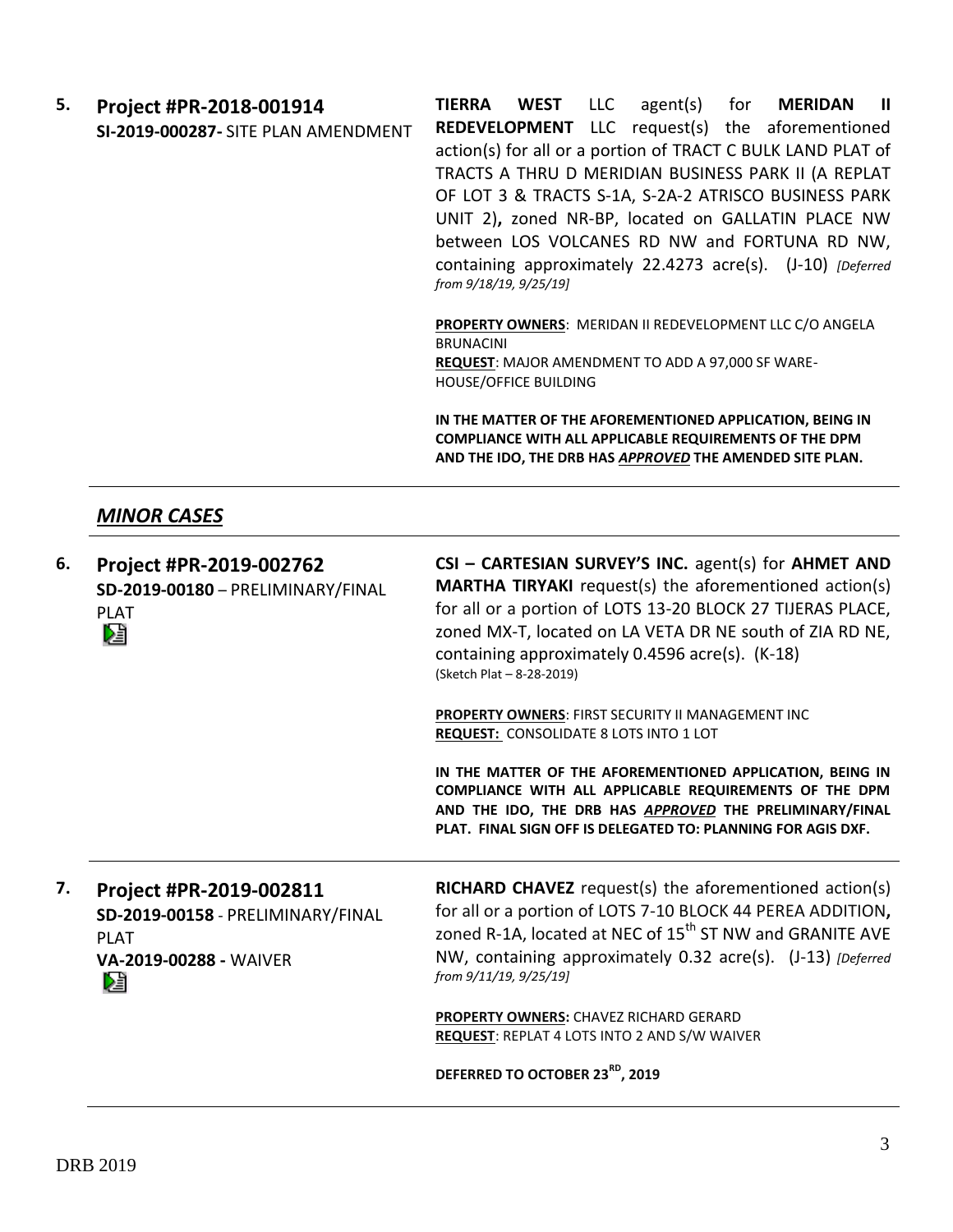**5. Project #PR-2018-001914**
**SI-2019-000287-** SITE PLAN AMENDMENT

**TIERRA WEST** LLC agent(s) for **MERIDAN II REDEVELOPMENT** LLC request(s) the aforementioned action(s) for all or a portion of TRACT C BULK LAND PLAT of TRACTS A THRU D MERIDIAN BUSINESS PARK II (A REPLAT OF LOT 3 & TRACTS S-1A, S-2A-2 ATRISCO BUSINESS PARK UNIT 2)**,** zoned NR-BP, located on GALLATIN PLACE NW between LOS VOLCANES RD NW and FORTUNA RD NW, containing approximately 22.4273 acre(s). (J-10) *[Deferred from 9/18/19, 9/25/19]*

**PROPERTY OWNERS**: MERIDAN II REDEVELOPMENT LLC C/O ANGELA BRUNACINI
**REQUEST**: MAJOR AMENDMENT TO ADD A 97,000 SF WARE-HOUSE/OFFICE BUILDING

**IN THE MATTER OF THE AFOREMENTIONED APPLICATION, BEING IN COMPLIANCE WITH ALL APPLICABLE REQUIREMENTS OF THE DPM AND THE IDO, THE DRB HAS *APPROVED* THE AMENDED SITE PLAN.**

## *MINOR CASES*

**6. Project #PR-2019-002762**
**SD-2019-00180** – PRELIMINARY/FINAL PLAT

**CSI – CARTESIAN SURVEY'S INC.** agent(s) for **AHMET AND MARTHA TIRYAKI** request(s) the aforementioned action(s) for all or a portion of LOTS 13-20 BLOCK 27 TIJERAS PLACE, zoned MX-T, located on LA VETA DR NE south of ZIA RD NE, containing approximately 0.4596 acre(s). (K-18)
(Sketch Plat – 8-28-2019)

**PROPERTY OWNERS**: FIRST SECURITY II MANAGEMENT INC
**REQUEST:** CONSOLIDATE 8 LOTS INTO 1 LOT

**IN THE MATTER OF THE AFOREMENTIONED APPLICATION, BEING IN COMPLIANCE WITH ALL APPLICABLE REQUIREMENTS OF THE DPM AND THE IDO, THE DRB HAS *APPROVED* THE PRELIMINARY/FINAL PLAT. FINAL SIGN OFF IS DELEGATED TO: PLANNING FOR AGIS DXF.**

**7. Project #PR-2019-002811**
**SD-2019-00158** - PRELIMINARY/FINAL PLAT
**VA-2019-00288 -** WAIVER

**RICHARD CHAVEZ** request(s) the aforementioned action(s) for all or a portion of LOTS 7-10 BLOCK 44 PEREA ADDITION**,** zoned R-1A, located at NEC of 15th ST NW and GRANITE AVE NW, containing approximately 0.32 acre(s). (J-13) *[Deferred from 9/11/19, 9/25/19]*

**PROPERTY OWNERS:** CHAVEZ RICHARD GERARD
**REQUEST**: REPLAT 4 LOTS INTO 2 AND S/W WAIVER

**DEFERRED TO OCTOBER 23RD, 2019**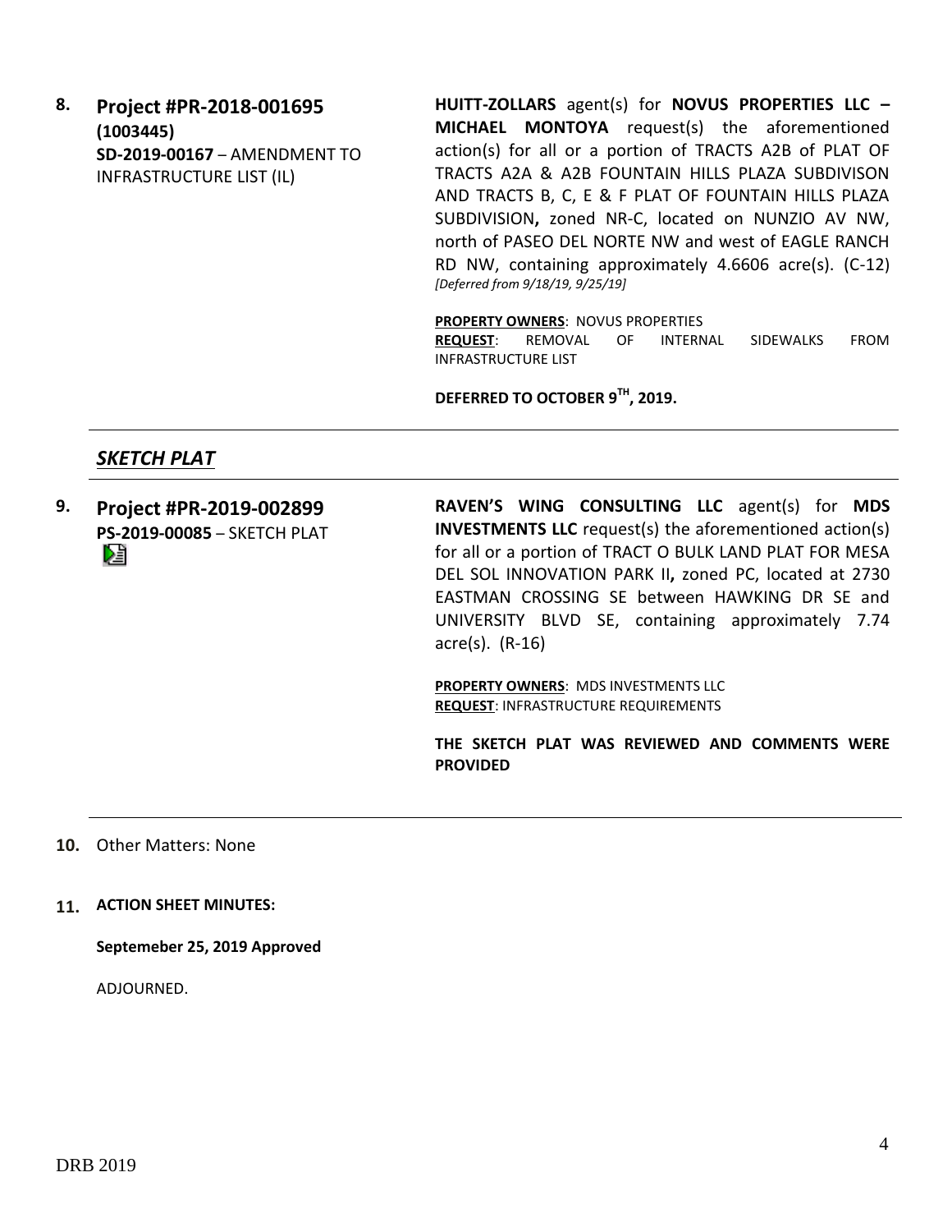**8. Project #PR-2018-001695**
**(1003445)**
**SD-2019-00167** – AMENDMENT TO INFRASTRUCTURE LIST (IL)

**HUITT-ZOLLARS** agent(s) for **NOVUS PROPERTIES LLC – MICHAEL MONTOYA** request(s) the aforementioned action(s) for all or a portion of TRACTS A2B of PLAT OF TRACTS A2A & A2B FOUNTAIN HILLS PLAZA SUBDIVISON AND TRACTS B, C, E & F PLAT OF FOUNTAIN HILLS PLAZA SUBDIVISION**,** zoned NR-C, located on NUNZIO AV NW, north of PASEO DEL NORTE NW and west of EAGLE RANCH RD NW, containing approximately 4.6606 acre(s). (C-12) *[Deferred from 9/18/19, 9/25/19]*

**PROPERTY OWNERS**: NOVUS PROPERTIES
**REQUEST**: REMOVAL OF INTERNAL SIDEWALKS FROM INFRASTRUCTURE LIST

**DEFERRED TO OCTOBER 9TH, 2019.**

---

## *SKETCH PLAT*

**9. Project #PR-2019-002899**
**PS-2019-00085** – SKETCH PLAT

**RAVEN'S WING CONSULTING LLC** agent(s) for **MDS INVESTMENTS LLC** request(s) the aforementioned action(s) for all or a portion of TRACT O BULK LAND PLAT FOR MESA DEL SOL INNOVATION PARK II**,** zoned PC, located at 2730 EASTMAN CROSSING SE between HAWKING DR SE and UNIVERSITY BLVD SE, containing approximately 7.74 acre(s). (R-16)

**PROPERTY OWNERS**: MDS INVESTMENTS LLC
**REQUEST**: INFRASTRUCTURE REQUIREMENTS

**THE SKETCH PLAT WAS REVIEWED AND COMMENTS WERE PROVIDED**

---

**10.** Other Matters: None

**11. ACTION SHEET MINUTES:**

**Septemeber 25, 2019 Approved**

ADJOURNED.

DRB 2019